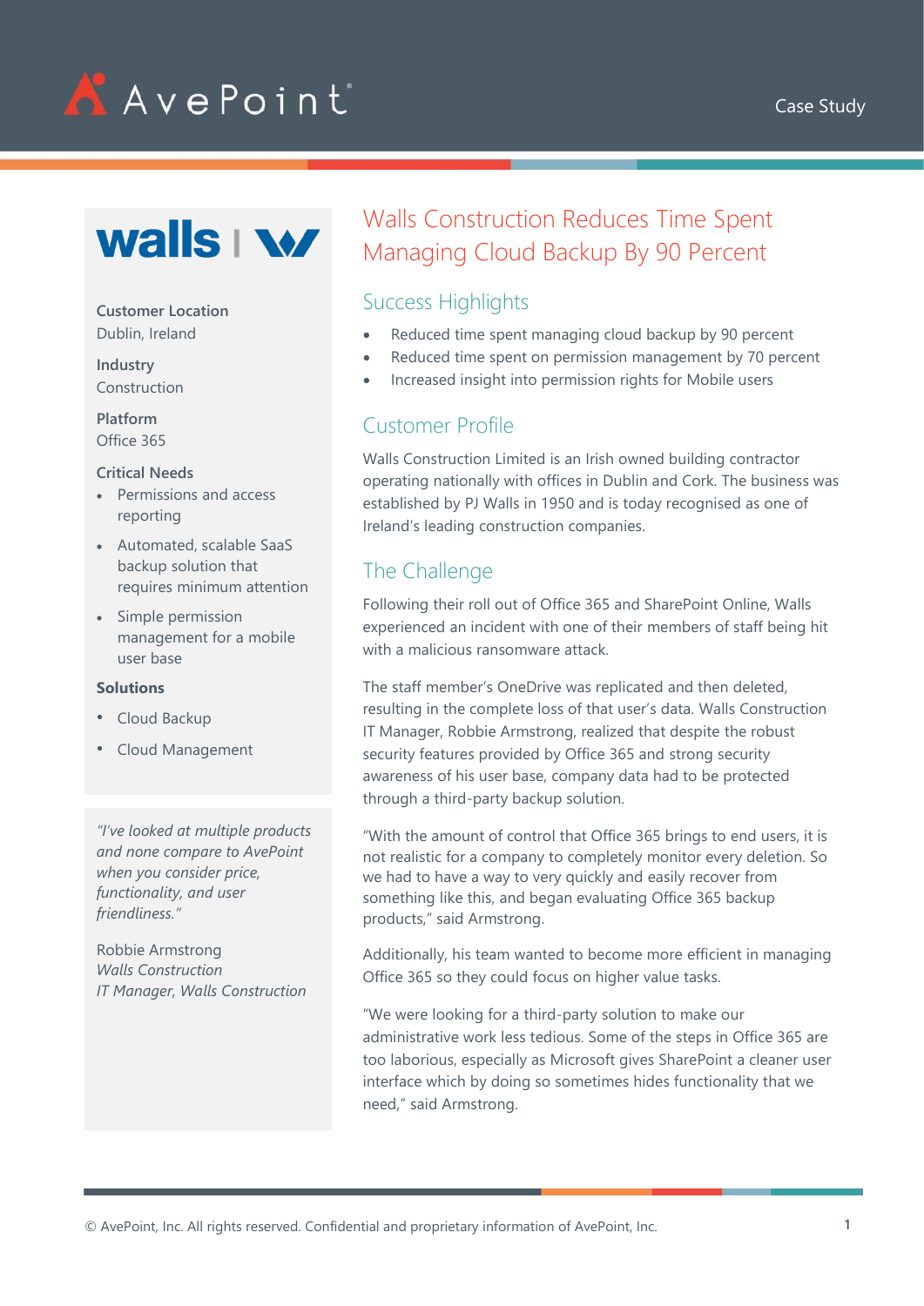# Walls Construction Reduces Time Spent Managing Cloud Backup By 90 Percent

**Customer Location**
Dublin, Ireland

**Industry**
Construction

**Platform**
Office 365

**Critical Needs**

- Permissions and access reporting
- Automated, scalable SaaS backup solution that requires minimum attention
- Simple permission management for a mobile user base

**Solutions**

- Cloud Backup
- Cloud Management

*"I've looked at multiple products and none compare to AvePoint when you consider price, functionality, and user friendliness."*

Robbie Armstrong
*Walls Construction*
*IT Manager, Walls Construction*

## Success Highlights

- Reduced time spent managing cloud backup by 90 percent
- Reduced time spent on permission management by 70 percent
- Increased insight into permission rights for Mobile users

## Customer Profile

Walls Construction Limited is an Irish owned building contractor operating nationally with offices in Dublin and Cork. The business was established by PJ Walls in 1950 and is today recognised as one of Ireland's leading construction companies.

## The Challenge

Following their roll out of Office 365 and SharePoint Online, Walls experienced an incident with one of their members of staff being hit with a malicious ransomware attack.

The staff member's OneDrive was replicated and then deleted, resulting in the complete loss of that user's data. Walls Construction IT Manager, Robbie Armstrong, realized that despite the robust security features provided by Office 365 and strong security awareness of his user base, company data had to be protected through a third-party backup solution.

"With the amount of control that Office 365 brings to end users, it is not realistic for a company to completely monitor every deletion. So we had to have a way to very quickly and easily recover from something like this, and began evaluating Office 365 backup products," said Armstrong.

Additionally, his team wanted to become more efficient in managing Office 365 so they could focus on higher value tasks.

"We were looking for a third-party solution to make our administrative work less tedious. Some of the steps in Office 365 are too laborious, especially as Microsoft gives SharePoint a cleaner user interface which by doing so sometimes hides functionality that we need," said Armstrong.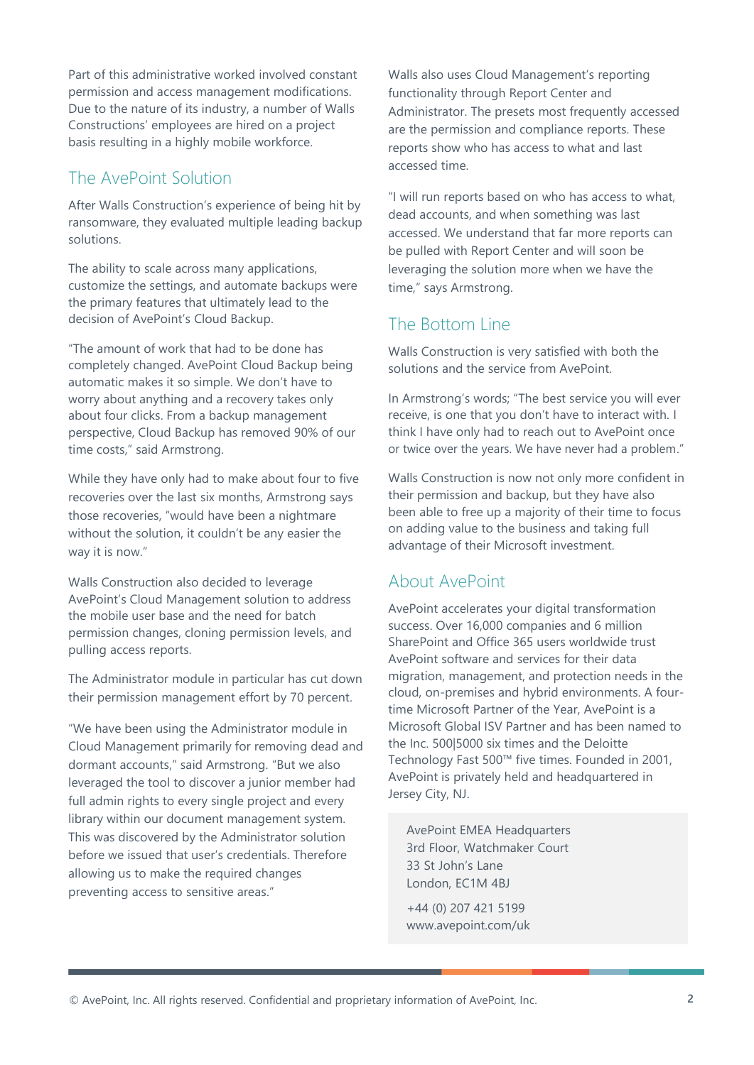Part of this administrative worked involved constant permission and access management modifications. Due to the nature of its industry, a number of Walls Constructions' employees are hired on a project basis resulting in a highly mobile workforce.

## The AvePoint Solution

After Walls Construction's experience of being hit by ransomware, they evaluated multiple leading backup solutions.

The ability to scale across many applications, customize the settings, and automate backups were the primary features that ultimately lead to the decision of AvePoint's Cloud Backup.

"The amount of work that had to be done has completely changed. AvePoint Cloud Backup being automatic makes it so simple. We don't have to worry about anything and a recovery takes only about four clicks. From a backup management perspective, Cloud Backup has removed 90% of our time costs," said Armstrong.

While they have only had to make about four to five recoveries over the last six months, Armstrong says those recoveries, "would have been a nightmare without the solution, it couldn't be any easier the way it is now."

Walls Construction also decided to leverage AvePoint's Cloud Management solution to address the mobile user base and the need for batch permission changes, cloning permission levels, and pulling access reports.

The Administrator module in particular has cut down their permission management effort by 70 percent.

"We have been using the Administrator module in Cloud Management primarily for removing dead and dormant accounts," said Armstrong. "But we also leveraged the tool to discover a junior member had full admin rights to every single project and every library within our document management system. This was discovered by the Administrator solution before we issued that user's credentials. Therefore allowing us to make the required changes preventing access to sensitive areas."

Walls also uses Cloud Management's reporting functionality through Report Center and Administrator. The presets most frequently accessed are the permission and compliance reports. These reports show who has access to what and last accessed time.

"I will run reports based on who has access to what, dead accounts, and when something was last accessed. We understand that far more reports can be pulled with Report Center and will soon be leveraging the solution more when we have the time," says Armstrong.

## The Bottom Line

Walls Construction is very satisfied with both the solutions and the service from AvePoint.

In Armstrong's words; "The best service you will ever receive, is one that you don't have to interact with. I think I have only had to reach out to AvePoint once or twice over the years. We have never had a problem."

Walls Construction is now not only more confident in their permission and backup, but they have also been able to free up a majority of their time to focus on adding value to the business and taking full advantage of their Microsoft investment.

## About AvePoint

AvePoint accelerates your digital transformation success. Over 16,000 companies and 6 million SharePoint and Office 365 users worldwide trust AvePoint software and services for their data migration, management, and protection needs in the cloud, on-premises and hybrid environments. A four-time Microsoft Partner of the Year, AvePoint is a Microsoft Global ISV Partner and has been named to the Inc. 500|5000 six times and the Deloitte Technology Fast 500™ five times. Founded in 2001, AvePoint is privately held and headquartered in Jersey City, NJ.

AvePoint EMEA Headquarters
3rd Floor, Watchmaker Court
33 St John's Lane
London, EC1M 4BJ

+44 (0) 207 421 5199
www.avepoint.com/uk

© AvePoint, Inc. All rights reserved. Confidential and proprietary information of AvePoint, Inc.